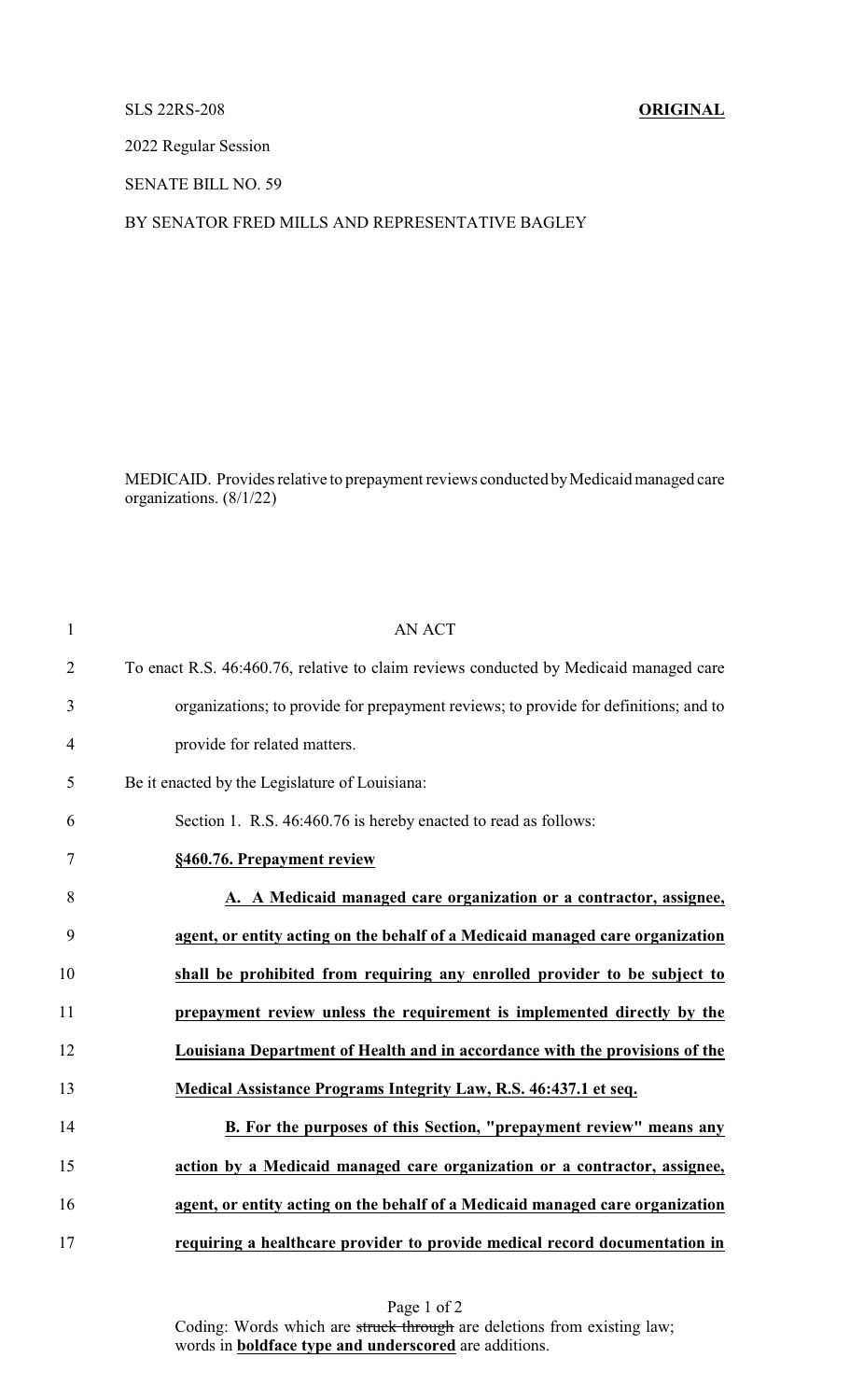SLS 22RS-208 **ORIGINAL**

2022 Regular Session

SENATE BILL NO. 59

BY SENATOR FRED MILLS AND REPRESENTATIVE BAGLEY

MEDICAID. Provides relative to prepayment reviews conducted by Medicaid managed care organizations. (8/1/22)

AN ACT

To enact R.S. 46:460.76, relative to claim reviews conducted by Medicaid managed care organizations; to provide for prepayment reviews; to provide for definitions; and to provide for related matters.

Be it enacted by the Legislature of Louisiana:

Section 1. R.S. 46:460.76 is hereby enacted to read as follows:

**§460.76. Prepayment review**

**A. A Medicaid managed care organization or a contractor, assignee, agent, or entity acting on the behalf of a Medicaid managed care organization shall be prohibited from requiring any enrolled provider to be subject to prepayment review unless the requirement is implemented directly by the Louisiana Department of Health and in accordance with the provisions of the Medical Assistance Programs Integrity Law, R.S. 46:437.1 et seq.**

**B. For the purposes of this Section, "prepayment review" means any action by a Medicaid managed care organization or a contractor, assignee, agent, or entity acting on the behalf of a Medicaid managed care organization requiring a healthcare provider to provide medical record documentation in**

Coding: Words which are ~~struck through~~ are deletions from existing law; words in **boldface type and underscored** are additions.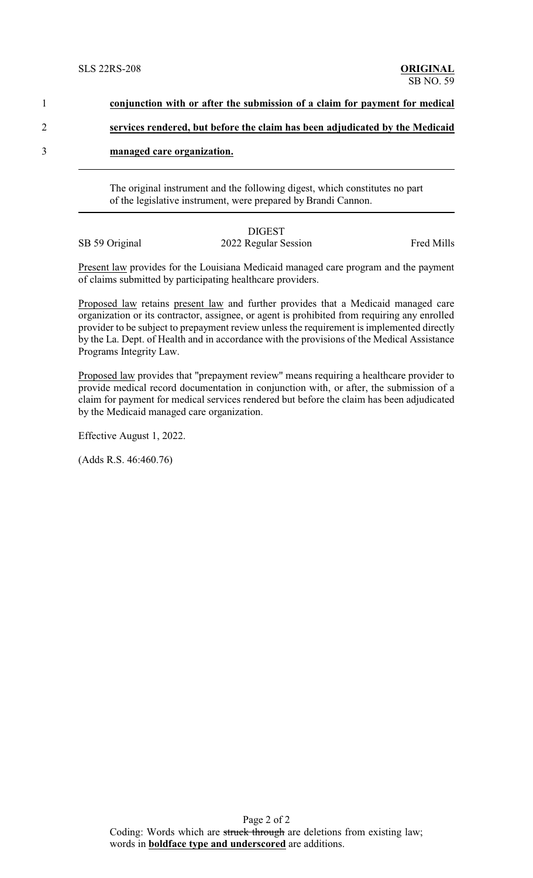1 **conjunction with or after the submission of a claim for payment for medical**

2 **services rendered, but before the claim has been adjudicated by the Medicaid**

3 **managed care organization.**

---

The original instrument and the following digest, which constitutes no part of the legislative instrument, were prepared by Brandi Cannon.

---

DIGEST

SB 59 Original — 2022 Regular Session — Fred Mills

Present law provides for the Louisiana Medicaid managed care program and the payment of claims submitted by participating healthcare providers.

Proposed law retains present law and further provides that a Medicaid managed care organization or its contractor, assignee, or agent is prohibited from requiring any enrolled provider to be subject to prepayment review unless the requirement is implemented directly by the La. Dept. of Health and in accordance with the provisions of the Medical Assistance Programs Integrity Law.

Proposed law provides that "prepayment review" means requiring a healthcare provider to provide medical record documentation in conjunction with, or after, the submission of a claim for payment for medical services rendered but before the claim has been adjudicated by the Medicaid managed care organization.

Effective August 1, 2022.

(Adds R.S. 46:460.76)

Coding: Words which are ~~struck through~~ are deletions from existing law; words in **boldface type and underscored** are additions.